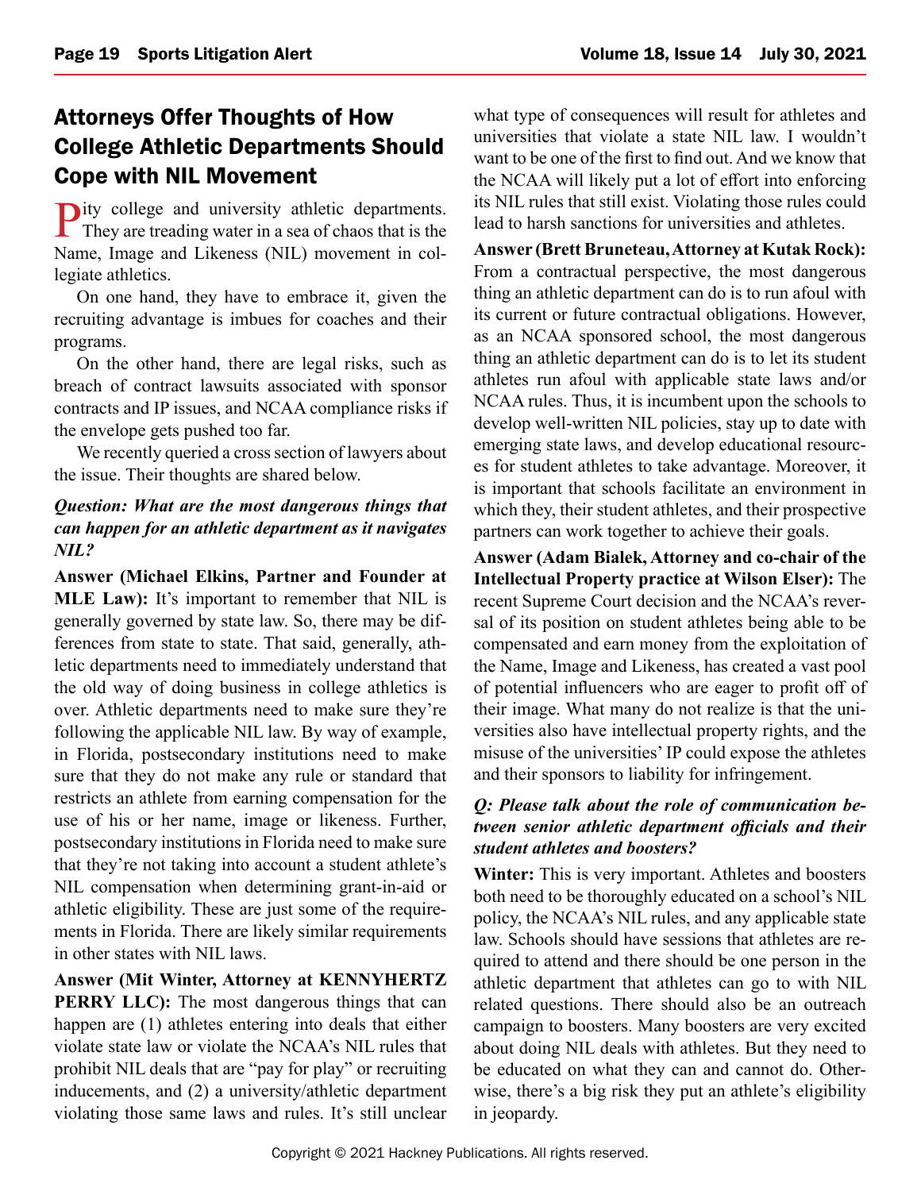# Attorneys Offer Thoughts of How College Athletic Departments Should Cope with NIL Movement

Pity college and university athletic departments. They are treading water in a sea of chaos that is the Name, Image and Likeness (NIL) movement in collegiate athletics.

On one hand, they have to embrace it, given the recruiting advantage is imbues for coaches and their programs.

On the other hand, there are legal risks, such as breach of contract lawsuits associated with sponsor contracts and IP issues, and NCAA compliance risks if the envelope gets pushed too far.

We recently queried a cross section of lawyers about the issue. Their thoughts are shared below.

***Question: What are the most dangerous things that can happen for an athletic department as it navigates NIL?***

**Answer (Michael Elkins, Partner and Founder at MLE Law):** It's important to remember that NIL is generally governed by state law. So, there may be differences from state to state. That said, generally, athletic departments need to immediately understand that the old way of doing business in college athletics is over. Athletic departments need to make sure they're following the applicable NIL law. By way of example, in Florida, postsecondary institutions need to make sure that they do not make any rule or standard that restricts an athlete from earning compensation for the use of his or her name, image or likeness. Further, postsecondary institutions in Florida need to make sure that they're not taking into account a student athlete's NIL compensation when determining grant-in-aid or athletic eligibility. These are just some of the requirements in Florida. There are likely similar requirements in other states with NIL laws.

**Answer (Mit Winter, Attorney at KENNYHERTZ PERRY LLC):** The most dangerous things that can happen are (1) athletes entering into deals that either violate state law or violate the NCAA's NIL rules that prohibit NIL deals that are "pay for play" or recruiting inducements, and (2) a university/athletic department violating those same laws and rules. It's still unclear what type of consequences will result for athletes and universities that violate a state NIL law. I wouldn't want to be one of the first to find out. And we know that the NCAA will likely put a lot of effort into enforcing its NIL rules that still exist. Violating those rules could lead to harsh sanctions for universities and athletes.

**Answer (Brett Bruneteau, Attorney at Kutak Rock):** From a contractual perspective, the most dangerous thing an athletic department can do is to run afoul with its current or future contractual obligations. However, as an NCAA sponsored school, the most dangerous thing an athletic department can do is to let its student athletes run afoul with applicable state laws and/or NCAA rules. Thus, it is incumbent upon the schools to develop well-written NIL policies, stay up to date with emerging state laws, and develop educational resources for student athletes to take advantage. Moreover, it is important that schools facilitate an environment in which they, their student athletes, and their prospective partners can work together to achieve their goals.

**Answer (Adam Bialek, Attorney and co-chair of the Intellectual Property practice at Wilson Elser):** The recent Supreme Court decision and the NCAA's reversal of its position on student athletes being able to be compensated and earn money from the exploitation of the Name, Image and Likeness, has created a vast pool of potential influencers who are eager to profit off of their image. What many do not realize is that the universities also have intellectual property rights, and the misuse of the universities' IP could expose the athletes and their sponsors to liability for infringement.

***Q: Please talk about the role of communication between senior athletic department officials and their student athletes and boosters?***

**Winter:** This is very important. Athletes and boosters both need to be thoroughly educated on a school's NIL policy, the NCAA's NIL rules, and any applicable state law. Schools should have sessions that athletes are required to attend and there should be one person in the athletic department that athletes can go to with NIL related questions. There should also be an outreach campaign to boosters. Many boosters are very excited about doing NIL deals with athletes. But they need to be educated on what they can and cannot do. Otherwise, there's a big risk they put an athlete's eligibility in jeopardy.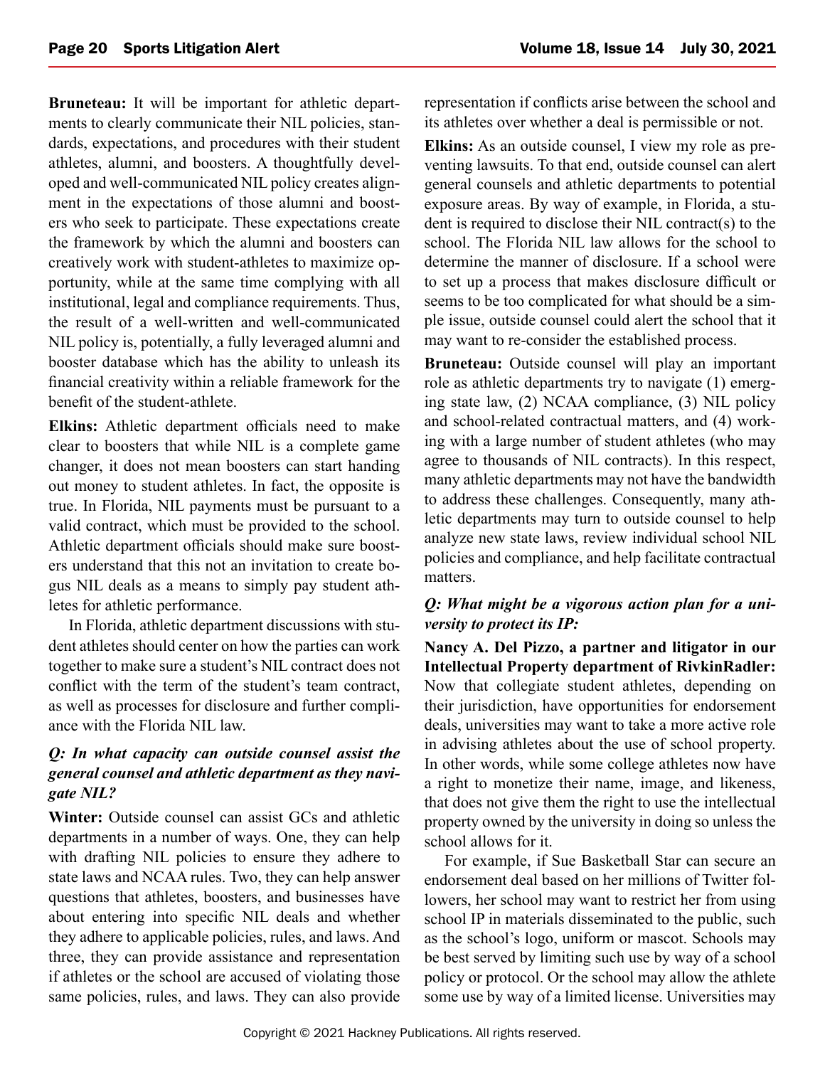**Bruneteau:** It will be important for athletic departments to clearly communicate their NIL policies, standards, expectations, and procedures with their student athletes, alumni, and boosters. A thoughtfully developed and well-communicated NIL policy creates alignment in the expectations of those alumni and boosters who seek to participate. These expectations create the framework by which the alumni and boosters can creatively work with student-athletes to maximize opportunity, while at the same time complying with all institutional, legal and compliance requirements. Thus, the result of a well-written and well-communicated NIL policy is, potentially, a fully leveraged alumni and booster database which has the ability to unleash its financial creativity within a reliable framework for the benefit of the student-athlete.

**Elkins:** Athletic department officials need to make clear to boosters that while NIL is a complete game changer, it does not mean boosters can start handing out money to student athletes. In fact, the opposite is true. In Florida, NIL payments must be pursuant to a valid contract, which must be provided to the school. Athletic department officials should make sure boosters understand that this not an invitation to create bogus NIL deals as a means to simply pay student athletes for athletic performance.

In Florida, athletic department discussions with student athletes should center on how the parties can work together to make sure a student's NIL contract does not conflict with the term of the student's team contract, as well as processes for disclosure and further compliance with the Florida NIL law.

### *Q: In what capacity can outside counsel assist the general counsel and athletic department as they navigate NIL?*

**Winter:** Outside counsel can assist GCs and athletic departments in a number of ways. One, they can help with drafting NIL policies to ensure they adhere to state laws and NCAA rules. Two, they can help answer questions that athletes, boosters, and businesses have about entering into specific NIL deals and whether they adhere to applicable policies, rules, and laws. And three, they can provide assistance and representation if athletes or the school are accused of violating those same policies, rules, and laws. They can also provide representation if conflicts arise between the school and its athletes over whether a deal is permissible or not.

**Elkins:** As an outside counsel, I view my role as preventing lawsuits. To that end, outside counsel can alert general counsels and athletic departments to potential exposure areas. By way of example, in Florida, a student is required to disclose their NIL contract(s) to the school. The Florida NIL law allows for the school to determine the manner of disclosure. If a school were to set up a process that makes disclosure difficult or seems to be too complicated for what should be a simple issue, outside counsel could alert the school that it may want to re-consider the established process.

**Bruneteau:** Outside counsel will play an important role as athletic departments try to navigate (1) emerging state law, (2) NCAA compliance, (3) NIL policy and school-related contractual matters, and (4) working with a large number of student athletes (who may agree to thousands of NIL contracts). In this respect, many athletic departments may not have the bandwidth to address these challenges. Consequently, many athletic departments may turn to outside counsel to help analyze new state laws, review individual school NIL policies and compliance, and help facilitate contractual matters.

### *Q: What might be a vigorous action plan for a university to protect its IP:*

**Nancy A. Del Pizzo, a partner and litigator in our Intellectual Property department of RivkinRadler:** Now that collegiate student athletes, depending on their jurisdiction, have opportunities for endorsement deals, universities may want to take a more active role in advising athletes about the use of school property. In other words, while some college athletes now have a right to monetize their name, image, and likeness, that does not give them the right to use the intellectual property owned by the university in doing so unless the school allows for it.

For example, if Sue Basketball Star can secure an endorsement deal based on her millions of Twitter followers, her school may want to restrict her from using school IP in materials disseminated to the public, such as the school's logo, uniform or mascot. Schools may be best served by limiting such use by way of a school policy or protocol. Or the school may allow the athlete some use by way of a limited license. Universities may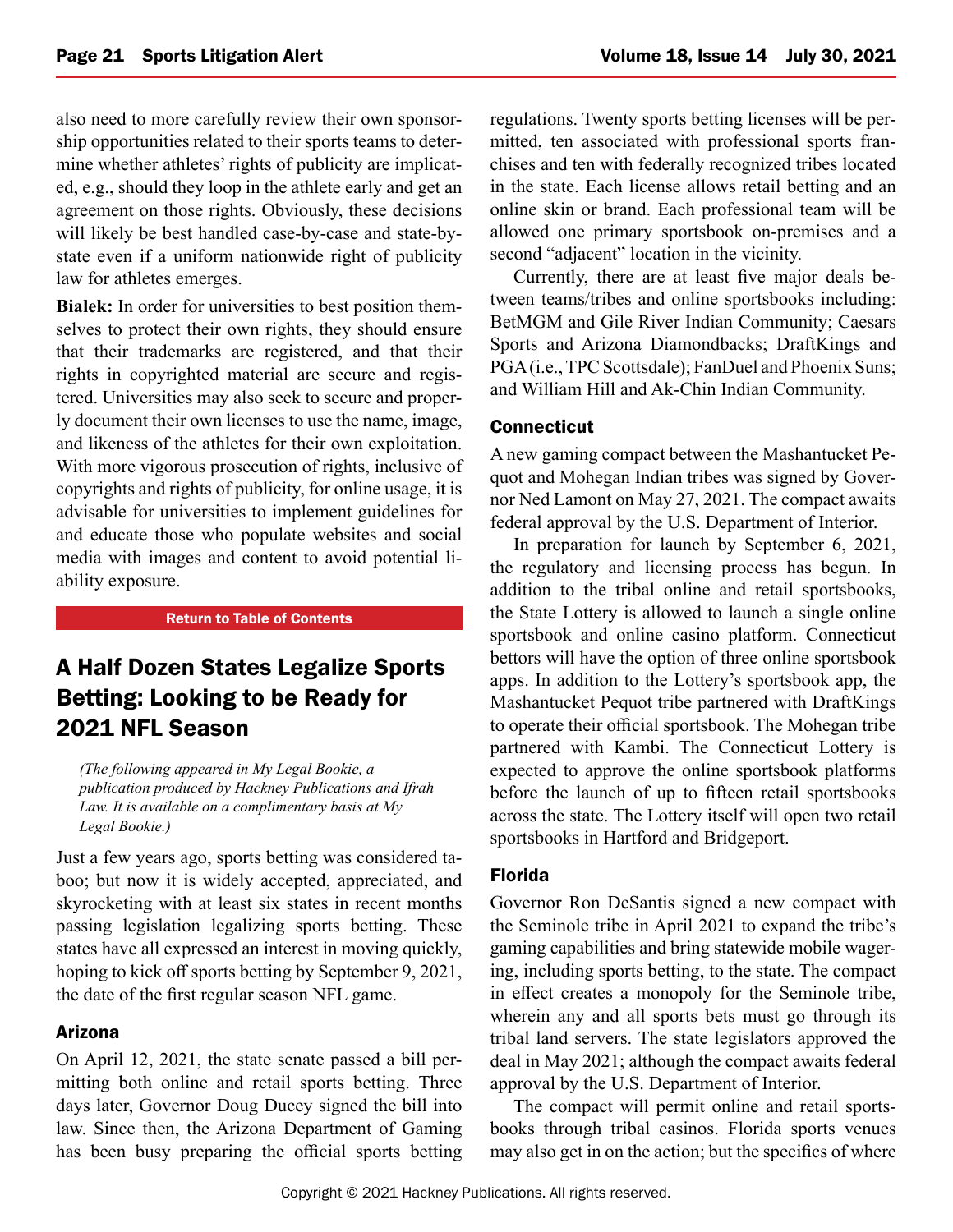also need to more carefully review their own sponsorship opportunities related to their sports teams to determine whether athletes' rights of publicity are implicated, e.g., should they loop in the athlete early and get an agreement on those rights. Obviously, these decisions will likely be best handled case-by-case and state-by-state even if a uniform nationwide right of publicity law for athletes emerges.

**Bialek:** In order for universities to best position themselves to protect their own rights, they should ensure that their trademarks are registered, and that their rights in copyrighted material are secure and registered. Universities may also seek to secure and properly document their own licenses to use the name, image, and likeness of the athletes for their own exploitation. With more vigorous prosecution of rights, inclusive of copyrights and rights of publicity, for online usage, it is advisable for universities to implement guidelines for and educate those who populate websites and social media with images and content to avoid potential liability exposure.

Return to Table of Contents

## A Half Dozen States Legalize Sports Betting: Looking to be Ready for 2021 NFL Season

*(The following appeared in My Legal Bookie, a publication produced by Hackney Publications and Ifrah Law. It is available on a complimentary basis at My Legal Bookie.)*

Just a few years ago, sports betting was considered taboo; but now it is widely accepted, appreciated, and skyrocketing with at least six states in recent months passing legislation legalizing sports betting. These states have all expressed an interest in moving quickly, hoping to kick off sports betting by September 9, 2021, the date of the first regular season NFL game.

### Arizona

On April 12, 2021, the state senate passed a bill permitting both online and retail sports betting. Three days later, Governor Doug Ducey signed the bill into law. Since then, the Arizona Department of Gaming has been busy preparing the official sports betting regulations. Twenty sports betting licenses will be permitted, ten associated with professional sports franchises and ten with federally recognized tribes located in the state. Each license allows retail betting and an online skin or brand. Each professional team will be allowed one primary sportsbook on-premises and a second "adjacent" location in the vicinity.

Currently, there are at least five major deals between teams/tribes and online sportsbooks including: BetMGM and Gile River Indian Community; Caesars Sports and Arizona Diamondbacks; DraftKings and PGA (i.e., TPC Scottsdale); FanDuel and Phoenix Suns; and William Hill and Ak-Chin Indian Community.

### Connecticut

A new gaming compact between the Mashantucket Pequot and Mohegan Indian tribes was signed by Governor Ned Lamont on May 27, 2021. The compact awaits federal approval by the U.S. Department of Interior.

In preparation for launch by September 6, 2021, the regulatory and licensing process has begun. In addition to the tribal online and retail sportsbooks, the State Lottery is allowed to launch a single online sportsbook and online casino platform. Connecticut bettors will have the option of three online sportsbook apps. In addition to the Lottery's sportsbook app, the Mashantucket Pequot tribe partnered with DraftKings to operate their official sportsbook. The Mohegan tribe partnered with Kambi. The Connecticut Lottery is expected to approve the online sportsbook platforms before the launch of up to fifteen retail sportsbooks across the state. The Lottery itself will open two retail sportsbooks in Hartford and Bridgeport.

### Florida

Governor Ron DeSantis signed a new compact with the Seminole tribe in April 2021 to expand the tribe's gaming capabilities and bring statewide mobile wagering, including sports betting, to the state. The compact in effect creates a monopoly for the Seminole tribe, wherein any and all sports bets must go through its tribal land servers. The state legislators approved the deal in May 2021; although the compact awaits federal approval by the U.S. Department of Interior.

The compact will permit online and retail sportsbooks through tribal casinos. Florida sports venues may also get in on the action; but the specifics of where